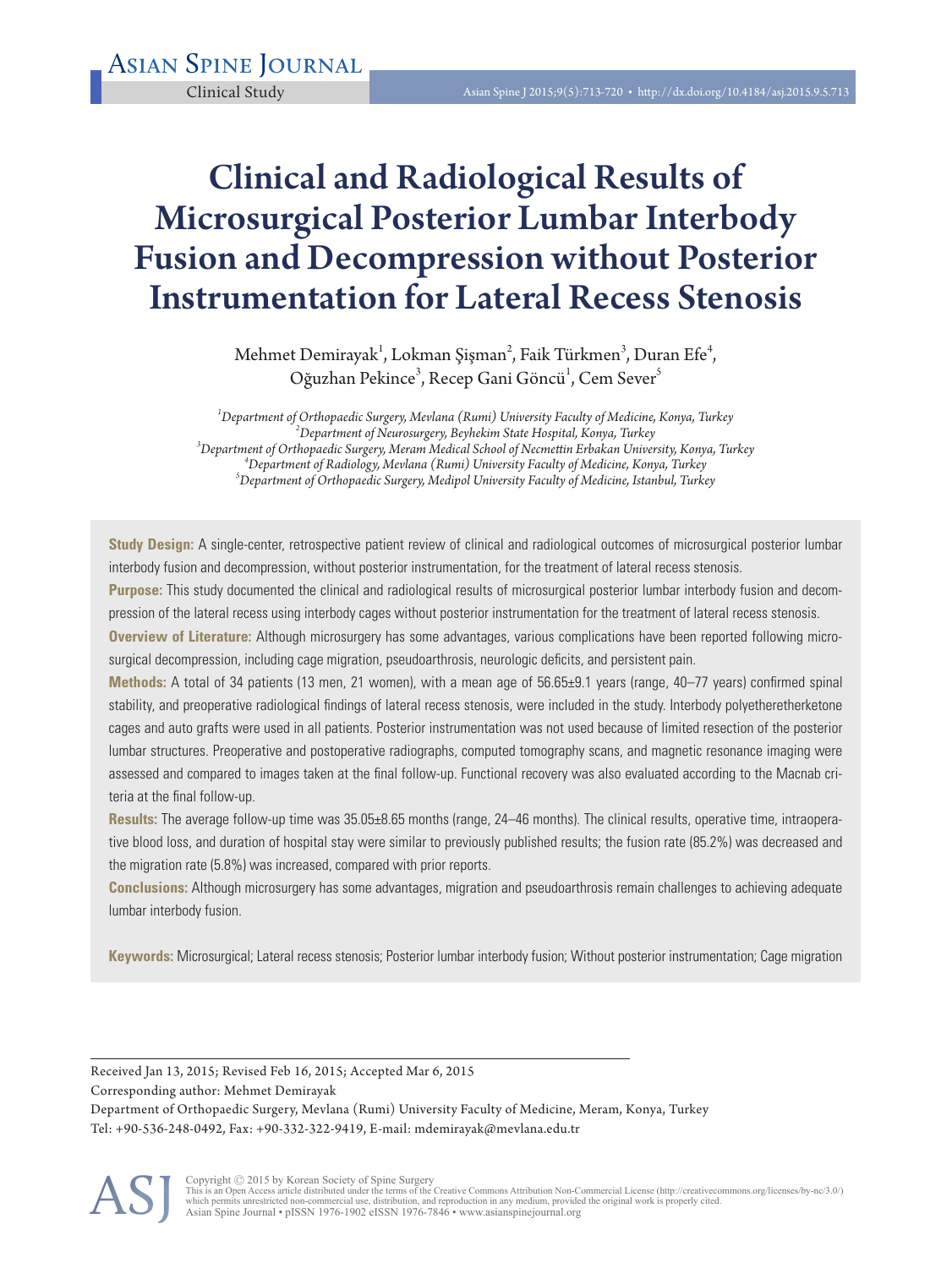Clinical Study

# Clinical and Radiological Results of Microsurgical Posterior Lumbar Interbody Fusion and Decompression without Posterior Instrumentation for Lateral Recess Stenosis

Mehmet Demirayak[1], Lokman Şişman[2], Faik Türkmen[3], Duran Efe[4], Oğuzhan Pekince[3], Recep Gani Göncü[1], Cem Sever[5]

*[1]Department of Orthopaedic Surgery, Mevlana (Rumi) University Faculty of Medicine, Konya, Turkey*
*[2]Department of Neurosurgery, Beyhekim State Hospital, Konya, Turkey*
*[3]Department of Orthopaedic Surgery, Meram Medical School of Necmettin Erbakan University, Konya, Turkey*
*[4]Department of Radiology, Mevlana (Rumi) University Faculty of Medicine, Konya, Turkey*
*[5]Department of Orthopaedic Surgery, Medipol University Faculty of Medicine, Istanbul, Turkey*

**Study Design:** A single-center, retrospective patient review of clinical and radiological outcomes of microsurgical posterior lumbar interbody fusion and decompression, without posterior instrumentation, for the treatment of lateral recess stenosis.

**Purpose:** This study documented the clinical and radiological results of microsurgical posterior lumbar interbody fusion and decompression of the lateral recess using interbody cages without posterior instrumentation for the treatment of lateral recess stenosis.

**Overview of Literature:** Although microsurgery has some advantages, various complications have been reported following microsurgical decompression, including cage migration, pseudoarthrosis, neurologic deficits, and persistent pain.

**Methods:** A total of 34 patients (13 men, 21 women), with a mean age of 56.65±9.1 years (range, 40–77 years) confirmed spinal stability, and preoperative radiological findings of lateral recess stenosis, were included in the study. Interbody polyetheretherketone cages and auto grafts were used in all patients. Posterior instrumentation was not used because of limited resection of the posterior lumbar structures. Preoperative and postoperative radiographs, computed tomography scans, and magnetic resonance imaging were assessed and compared to images taken at the final follow-up. Functional recovery was also evaluated according to the Macnab criteria at the final follow-up.

**Results:** The average follow-up time was 35.05±8.65 months (range, 24–46 months). The clinical results, operative time, intraoperative blood loss, and duration of hospital stay were similar to previously published results; the fusion rate (85.2%) was decreased and the migration rate (5.8%) was increased, compared with prior reports.

**Conclusions:** Although microsurgery has some advantages, migration and pseudoarthrosis remain challenges to achieving adequate lumbar interbody fusion.

**Keywords:** Microsurgical; Lateral recess stenosis; Posterior lumbar interbody fusion; Without posterior instrumentation; Cage migration

Received Jan 13, 2015; Revised Feb 16, 2015; Accepted Mar 6, 2015

Corresponding author: Mehmet Demirayak

Department of Orthopaedic Surgery, Mevlana (Rumi) University Faculty of Medicine, Meram, Konya, Turkey

Tel: +90-536-248-0492, Fax: +90-332-322-9419, E-mail: mdemirayak@mevlana.edu.tr

Copyright © 2015 by Korean Society of Spine Surgery
This is an Open Access article distributed under the terms of the Creative Commons Attribution Non-Commercial License (http://creativecommons.org/licenses/by-nc/3.0/) which permits unrestricted non-commercial use, distribution, and reproduction in any medium, provided the original work is properly cited.
Asian Spine Journal • pISSN 1976-1902 eISSN 1976-7846 • www.asianspinejournal.org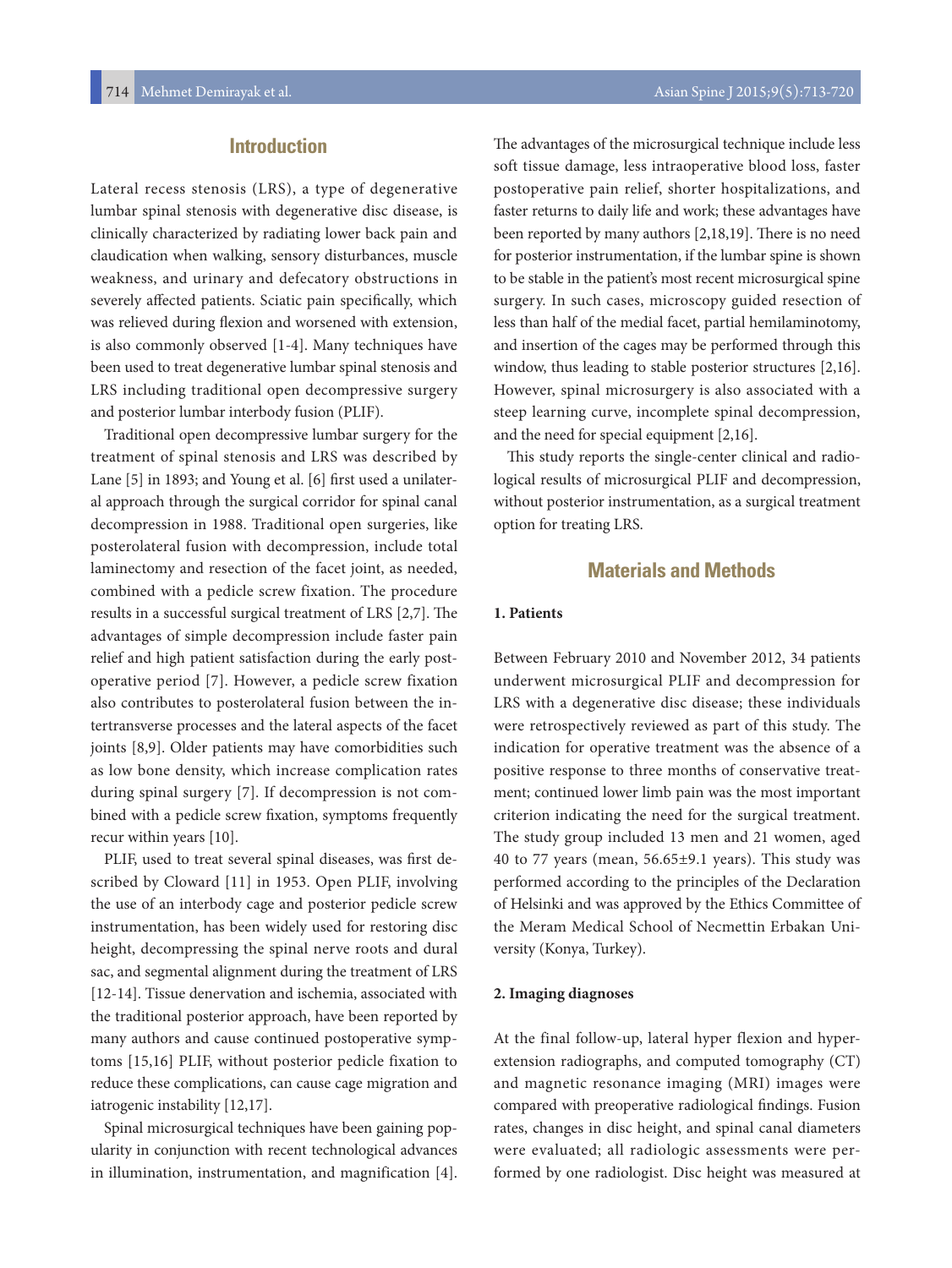## Introduction

Lateral recess stenosis (LRS), a type of degenerative lumbar spinal stenosis with degenerative disc disease, is clinically characterized by radiating lower back pain and claudication when walking, sensory disturbances, muscle weakness, and urinary and defecatory obstructions in severely affected patients. Sciatic pain specifically, which was relieved during flexion and worsened with extension, is also commonly observed [1-4]. Many techniques have been used to treat degenerative lumbar spinal stenosis and LRS including traditional open decompressive surgery and posterior lumbar interbody fusion (PLIF).

Traditional open decompressive lumbar surgery for the treatment of spinal stenosis and LRS was described by Lane [5] in 1893; and Young et al. [6] first used a unilateral approach through the surgical corridor for spinal canal decompression in 1988. Traditional open surgeries, like posterolateral fusion with decompression, include total laminectomy and resection of the facet joint, as needed, combined with a pedicle screw fixation. The procedure results in a successful surgical treatment of LRS [2,7]. The advantages of simple decompression include faster pain relief and high patient satisfaction during the early postoperative period [7]. However, a pedicle screw fixation also contributes to posterolateral fusion between the intertransverse processes and the lateral aspects of the facet joints [8,9]. Older patients may have comorbidities such as low bone density, which increase complication rates during spinal surgery [7]. If decompression is not combined with a pedicle screw fixation, symptoms frequently recur within years [10].

PLIF, used to treat several spinal diseases, was first described by Cloward [11] in 1953. Open PLIF, involving the use of an interbody cage and posterior pedicle screw instrumentation, has been widely used for restoring disc height, decompressing the spinal nerve roots and dural sac, and segmental alignment during the treatment of LRS [12-14]. Tissue denervation and ischemia, associated with the traditional posterior approach, have been reported by many authors and cause continued postoperative symptoms [15,16] PLIF, without posterior pedicle fixation to reduce these complications, can cause cage migration and iatrogenic instability [12,17].

Spinal microsurgical techniques have been gaining popularity in conjunction with recent technological advances in illumination, instrumentation, and magnification [4]. The advantages of the microsurgical technique include less soft tissue damage, less intraoperative blood loss, faster postoperative pain relief, shorter hospitalizations, and faster returns to daily life and work; these advantages have been reported by many authors [2,18,19]. There is no need for posterior instrumentation, if the lumbar spine is shown to be stable in the patient's most recent microsurgical spine surgery. In such cases, microscopy guided resection of less than half of the medial facet, partial hemilaminotomy, and insertion of the cages may be performed through this window, thus leading to stable posterior structures [2,16]. However, spinal microsurgery is also associated with a steep learning curve, incomplete spinal decompression, and the need for special equipment [2,16].

This study reports the single-center clinical and radiological results of microsurgical PLIF and decompression, without posterior instrumentation, as a surgical treatment option for treating LRS.

## Materials and Methods

### 1. Patients

Between February 2010 and November 2012, 34 patients underwent microsurgical PLIF and decompression for LRS with a degenerative disc disease; these individuals were retrospectively reviewed as part of this study. The indication for operative treatment was the absence of a positive response to three months of conservative treatment; continued lower limb pain was the most important criterion indicating the need for the surgical treatment. The study group included 13 men and 21 women, aged 40 to 77 years (mean, 56.65±9.1 years). This study was performed according to the principles of the Declaration of Helsinki and was approved by the Ethics Committee of the Meram Medical School of Necmettin Erbakan University (Konya, Turkey).

### 2. Imaging diagnoses

At the final follow-up, lateral hyper flexion and hyperextension radiographs, and computed tomography (CT) and magnetic resonance imaging (MRI) images were compared with preoperative radiological findings. Fusion rates, changes in disc height, and spinal canal diameters were evaluated; all radiologic assessments were performed by one radiologist. Disc height was measured at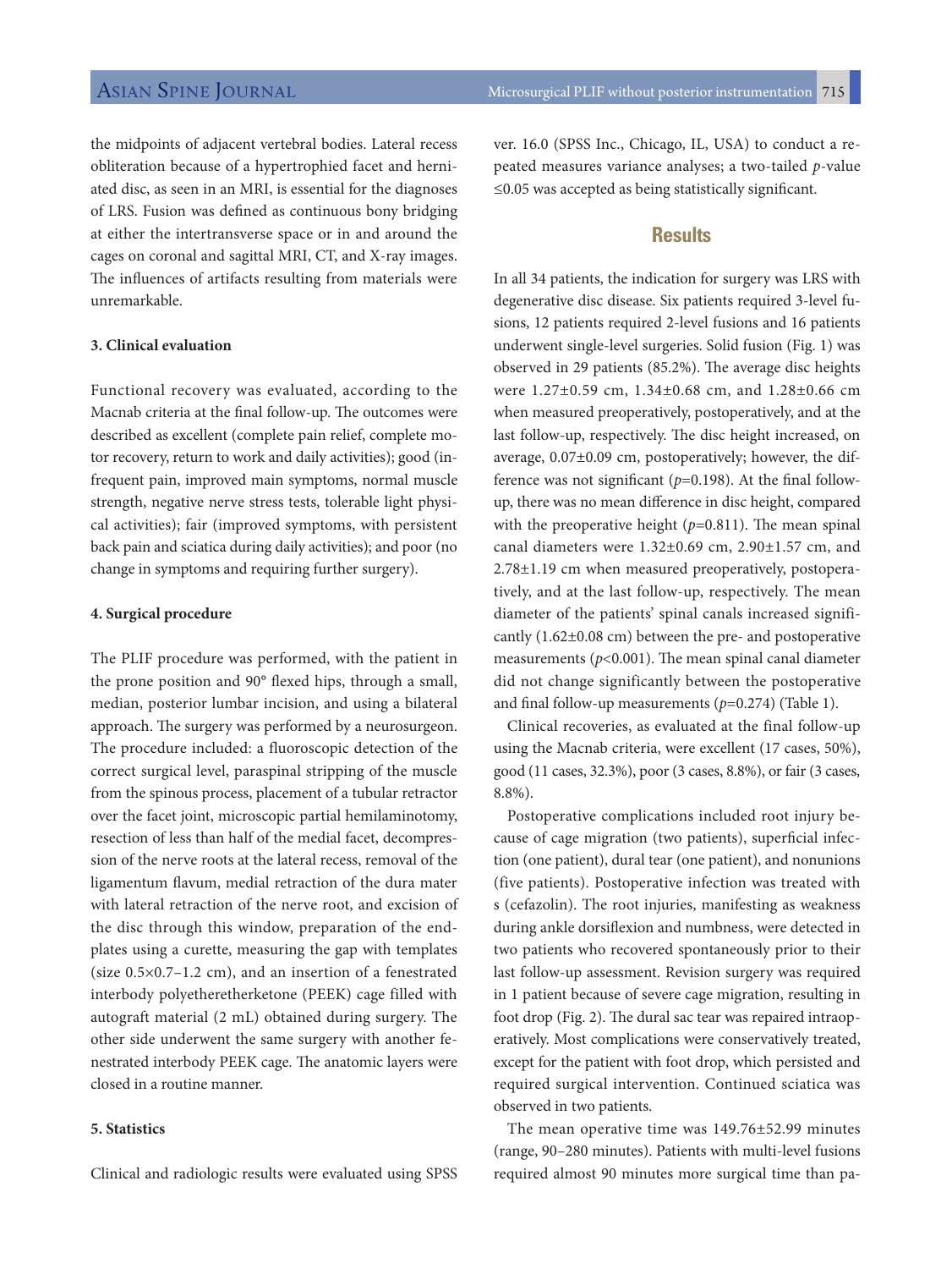the midpoints of adjacent vertebral bodies. Lateral recess obliteration because of a hypertrophied facet and herniated disc, as seen in an MRI, is essential for the diagnoses of LRS. Fusion was defined as continuous bony bridging at either the intertransverse space or in and around the cages on coronal and sagittal MRI, CT, and X-ray images. The influences of artifacts resulting from materials were unremarkable.

### 3. Clinical evaluation

Functional recovery was evaluated, according to the Macnab criteria at the final follow-up. The outcomes were described as excellent (complete pain relief, complete motor recovery, return to work and daily activities); good (infrequent pain, improved main symptoms, normal muscle strength, negative nerve stress tests, tolerable light physical activities); fair (improved symptoms, with persistent back pain and sciatica during daily activities); and poor (no change in symptoms and requiring further surgery).

### 4. Surgical procedure

The PLIF procedure was performed, with the patient in the prone position and 90° flexed hips, through a small, median, posterior lumbar incision, and using a bilateral approach. The surgery was performed by a neurosurgeon. The procedure included: a fluoroscopic detection of the correct surgical level, paraspinal stripping of the muscle from the spinous process, placement of a tubular retractor over the facet joint, microscopic partial hemilaminotomy, resection of less than half of the medial facet, decompression of the nerve roots at the lateral recess, removal of the ligamentum flavum, medial retraction of the dura mater with lateral retraction of the nerve root, and excision of the disc through this window, preparation of the endplates using a curette, measuring the gap with templates (size 0.5×0.7–1.2 cm), and an insertion of a fenestrated interbody polyetheretherketone (PEEK) cage filled with autograft material (2 mL) obtained during surgery. The other side underwent the same surgery with another fenestrated interbody PEEK cage. The anatomic layers were closed in a routine manner.

### 5. Statistics

Clinical and radiologic results were evaluated using SPSS ver. 16.0 (SPSS Inc., Chicago, IL, USA) to conduct a repeated measures variance analyses; a two-tailed $p$-value ≤0.05 was accepted as being statistically significant.

## Results

In all 34 patients, the indication for surgery was LRS with degenerative disc disease. Six patients required 3-level fusions, 12 patients required 2-level fusions and 16 patients underwent single-level surgeries. Solid fusion (Fig. 1) was observed in 29 patients (85.2%). The average disc heights were 1.27±0.59 cm, 1.34±0.68 cm, and 1.28±0.66 cm when measured preoperatively, postoperatively, and at the last follow-up, respectively. The disc height increased, on average, 0.07±0.09 cm, postoperatively; however, the difference was not significant ($p$=0.198). At the final follow-up, there was no mean difference in disc height, compared with the preoperative height ($p$=0.811). The mean spinal canal diameters were 1.32±0.69 cm, 2.90±1.57 cm, and 2.78±1.19 cm when measured preoperatively, postoperatively, and at the last follow-up, respectively. The mean diameter of the patients' spinal canals increased significantly (1.62±0.08 cm) between the pre- and postoperative measurements ($p$<0.001). The mean spinal canal diameter did not change significantly between the postoperative and final follow-up measurements ($p$=0.274) (Table 1).

Clinical recoveries, as evaluated at the final follow-up using the Macnab criteria, were excellent (17 cases, 50%), good (11 cases, 32.3%), poor (3 cases, 8.8%), or fair (3 cases, 8.8%).

Postoperative complications included root injury because of cage migration (two patients), superficial infection (one patient), dural tear (one patient), and nonunions (five patients). Postoperative infection was treated with s (cefazolin). The root injuries, manifesting as weakness during ankle dorsiflexion and numbness, were detected in two patients who recovered spontaneously prior to their last follow-up assessment. Revision surgery was required in 1 patient because of severe cage migration, resulting in foot drop (Fig. 2). The dural sac tear was repaired intraoperatively. Most complications were conservatively treated, except for the patient with foot drop, which persisted and required surgical intervention. Continued sciatica was observed in two patients.

The mean operative time was 149.76±52.99 minutes (range, 90–280 minutes). Patients with multi-level fusions required almost 90 minutes more surgical time than pa-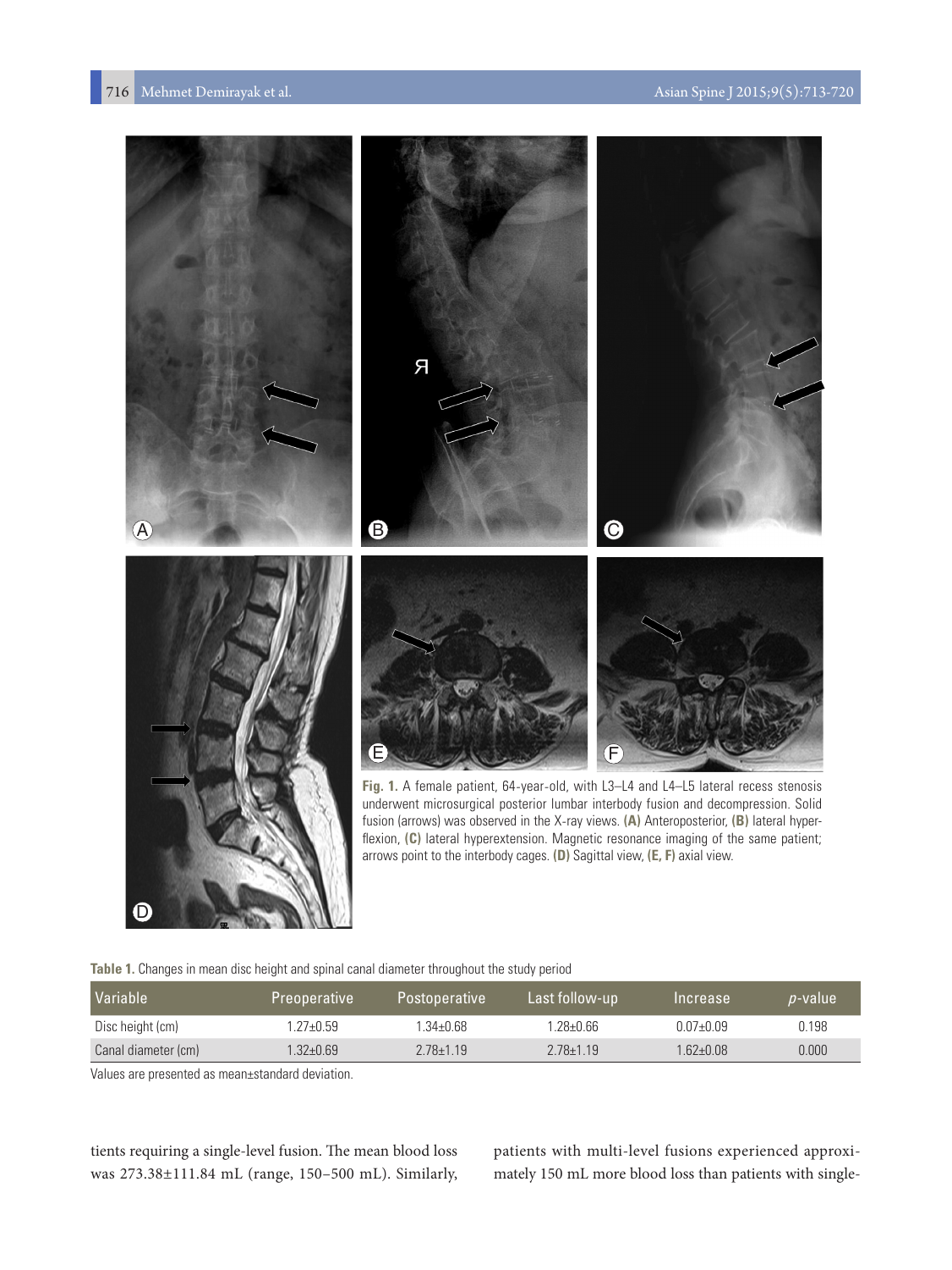Fig. 1. A female patient, 64-year-old, with L3–L4 and L4–L5 lateral recess stenosis underwent microsurgical posterior lumbar interbody fusion and decompression. Solid fusion (arrows) was observed in the X-ray views. **(A)** Anteroposterior, **(B)** lateral hyperflexion, **(C)** lateral hyperextension. Magnetic resonance imaging of the same patient; arrows point to the interbody cages. **(D)** Sagittal view, **(E, F)** axial view.

**Table 1.** Changes in mean disc height and spinal canal diameter throughout the study period

| Variable | Preoperative | Postoperative | Last follow-up | Increase | *p*-value |
|---|---|---|---|---|---|
| Disc height (cm) | 1.27±0.59 | 1.34±0.68 | 1.28±0.66 | 0.07±0.09 | 0.198 |
| Canal diameter (cm) | 1.32±0.69 | 2.78±1.19 | 2.78±1.19 | 1.62±0.08 | 0.000 |

Values are presented as mean±standard deviation.

tients requiring a single-level fusion. The mean blood loss was 273.38±111.84 mL (range, 150–500 mL). Similarly, patients with multi-level fusions experienced approximately 150 mL more blood loss than patients with single-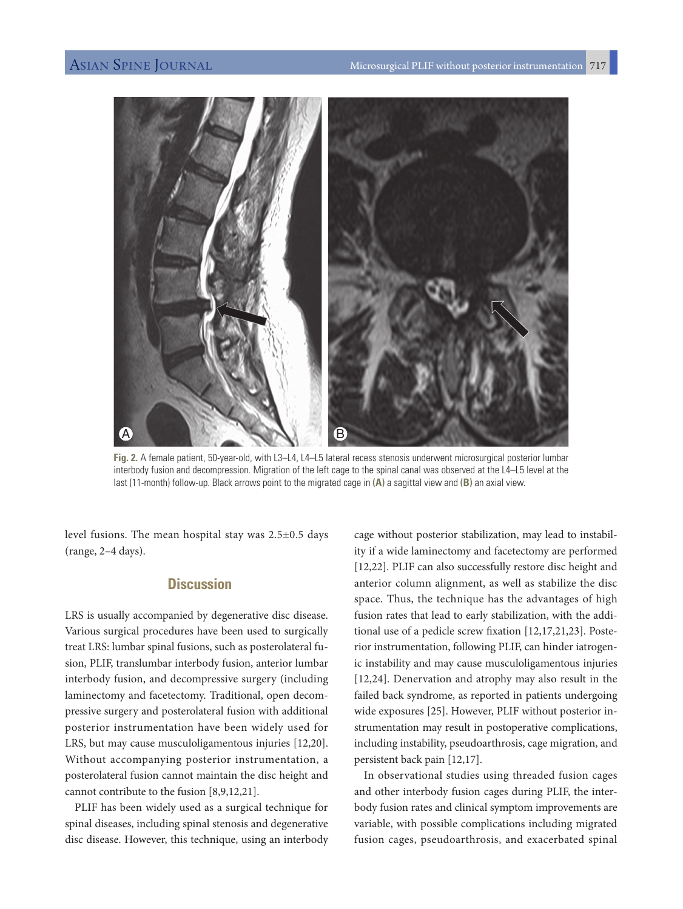Fig. 2. A female patient, 50-year-old, with L3–L4, L4–L5 lateral recess stenosis underwent microsurgical posterior lumbar interbody fusion and decompression. Migration of the left cage to the spinal canal was observed at the L4–L5 level at the last (11-month) follow-up. Black arrows point to the migrated cage in **(A)** a sagittal view and **(B)** an axial view.

level fusions. The mean hospital stay was 2.5±0.5 days (range, 2–4 days).

## Discussion

LRS is usually accompanied by degenerative disc disease. Various surgical procedures have been used to surgically treat LRS: lumbar spinal fusions, such as posterolateral fusion, PLIF, translumbar interbody fusion, anterior lumbar interbody fusion, and decompressive surgery (including laminectomy and facetectomy. Traditional, open decompressive surgery and posterolateral fusion with additional posterior instrumentation have been widely used for LRS, but may cause musculoligamentous injuries [12,20]. Without accompanying posterior instrumentation, a posterolateral fusion cannot maintain the disc height and cannot contribute to the fusion [8,9,12,21].

PLIF has been widely used as a surgical technique for spinal diseases, including spinal stenosis and degenerative disc disease. However, this technique, using an interbody cage without posterior stabilization, may lead to instability if a wide laminectomy and facetectomy are performed [12,22]. PLIF can also successfully restore disc height and anterior column alignment, as well as stabilize the disc space. Thus, the technique has the advantages of high fusion rates that lead to early stabilization, with the additional use of a pedicle screw fixation [12,17,21,23]. Posterior instrumentation, following PLIF, can hinder iatrogenic instability and may cause musculoligamentous injuries [12,24]. Denervation and atrophy may also result in the failed back syndrome, as reported in patients undergoing wide exposures [25]. However, PLIF without posterior instrumentation may result in postoperative complications, including instability, pseudoarthrosis, cage migration, and persistent back pain [12,17].

In observational studies using threaded fusion cages and other interbody fusion cages during PLIF, the interbody fusion rates and clinical symptom improvements are variable, with possible complications including migrated fusion cages, pseudoarthrosis, and exacerbated spinal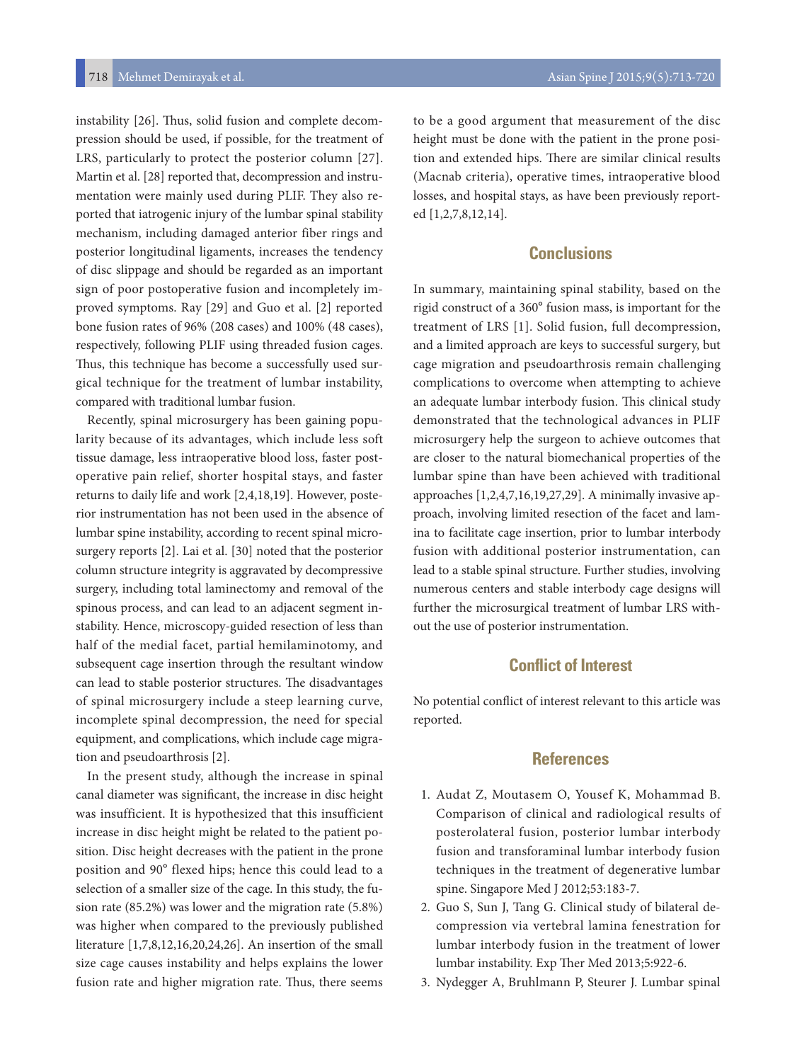instability [26]. Thus, solid fusion and complete decompression should be used, if possible, for the treatment of LRS, particularly to protect the posterior column [27]. Martin et al. [28] reported that, decompression and instrumentation were mainly used during PLIF. They also reported that iatrogenic injury of the lumbar spinal stability mechanism, including damaged anterior fiber rings and posterior longitudinal ligaments, increases the tendency of disc slippage and should be regarded as an important sign of poor postoperative fusion and incompletely improved symptoms. Ray [29] and Guo et al. [2] reported bone fusion rates of 96% (208 cases) and 100% (48 cases), respectively, following PLIF using threaded fusion cages. Thus, this technique has become a successfully used surgical technique for the treatment of lumbar instability, compared with traditional lumbar fusion.

Recently, spinal microsurgery has been gaining popularity because of its advantages, which include less soft tissue damage, less intraoperative blood loss, faster postoperative pain relief, shorter hospital stays, and faster returns to daily life and work [2,4,18,19]. However, posterior instrumentation has not been used in the absence of lumbar spine instability, according to recent spinal microsurgery reports [2]. Lai et al. [30] noted that the posterior column structure integrity is aggravated by decompressive surgery, including total laminectomy and removal of the spinous process, and can lead to an adjacent segment instability. Hence, microscopy-guided resection of less than half of the medial facet, partial hemilaminotomy, and subsequent cage insertion through the resultant window can lead to stable posterior structures. The disadvantages of spinal microsurgery include a steep learning curve, incomplete spinal decompression, the need for special equipment, and complications, which include cage migration and pseudoarthrosis [2].

In the present study, although the increase in spinal canal diameter was significant, the increase in disc height was insufficient. It is hypothesized that this insufficient increase in disc height might be related to the patient position. Disc height decreases with the patient in the prone position and 90° flexed hips; hence this could lead to a selection of a smaller size of the cage. In this study, the fusion rate (85.2%) was lower and the migration rate (5.8%) was higher when compared to the previously published literature [1,7,8,12,16,20,24,26]. An insertion of the small size cage causes instability and helps explains the lower fusion rate and higher migration rate. Thus, there seems to be a good argument that measurement of the disc height must be done with the patient in the prone position and extended hips. There are similar clinical results (Macnab criteria), operative times, intraoperative blood losses, and hospital stays, as have been previously reported [1,2,7,8,12,14].

## Conclusions

In summary, maintaining spinal stability, based on the rigid construct of a 360° fusion mass, is important for the treatment of LRS [1]. Solid fusion, full decompression, and a limited approach are keys to successful surgery, but cage migration and pseudoarthrosis remain challenging complications to overcome when attempting to achieve an adequate lumbar interbody fusion. This clinical study demonstrated that the technological advances in PLIF microsurgery help the surgeon to achieve outcomes that are closer to the natural biomechanical properties of the lumbar spine than have been achieved with traditional approaches [1,2,4,7,16,19,27,29]. A minimally invasive approach, involving limited resection of the facet and lamina to facilitate cage insertion, prior to lumbar interbody fusion with additional posterior instrumentation, can lead to a stable spinal structure. Further studies, involving numerous centers and stable interbody cage designs will further the microsurgical treatment of lumbar LRS without the use of posterior instrumentation.

## Conflict of Interest

No potential conflict of interest relevant to this article was reported.

## References

1. Audat Z, Moutasem O, Yousef K, Mohammad B. Comparison of clinical and radiological results of posterolateral fusion, posterior lumbar interbody fusion and transforaminal lumbar interbody fusion techniques in the treatment of degenerative lumbar spine. Singapore Med J 2012;53:183-7.
2. Guo S, Sun J, Tang G. Clinical study of bilateral decompression via vertebral lamina fenestration for lumbar interbody fusion in the treatment of lower lumbar instability. Exp Ther Med 2013;5:922-6.
3. Nydegger A, Bruhlmann P, Steurer J. Lumbar spinal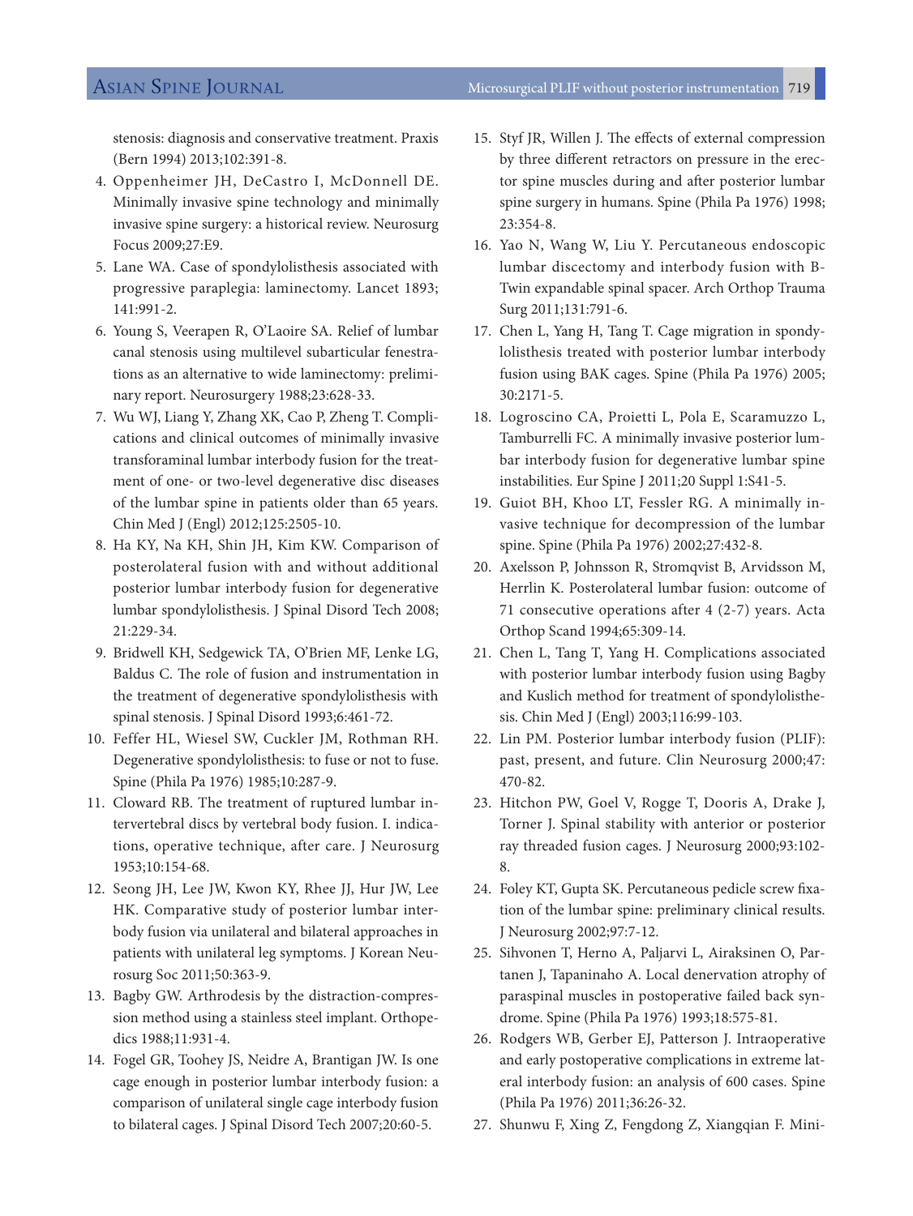stenosis: diagnosis and conservative treatment. Praxis (Bern 1994) 2013;102:391-8.

4. Oppenheimer JH, DeCastro I, McDonnell DE. Minimally invasive spine technology and minimally invasive spine surgery: a historical review. Neurosurg Focus 2009;27:E9.
5. Lane WA. Case of spondylolisthesis associated with progressive paraplegia: laminectomy. Lancet 1893; 141:991-2.
6. Young S, Veerapen R, O'Laoire SA. Relief of lumbar canal stenosis using multilevel subarticular fenestrations as an alternative to wide laminectomy: preliminary report. Neurosurgery 1988;23:628-33.
7. Wu WJ, Liang Y, Zhang XK, Cao P, Zheng T. Complications and clinical outcomes of minimally invasive transforaminal lumbar interbody fusion for the treatment of one- or two-level degenerative disc diseases of the lumbar spine in patients older than 65 years. Chin Med J (Engl) 2012;125:2505-10.
8. Ha KY, Na KH, Shin JH, Kim KW. Comparison of posterolateral fusion with and without additional posterior lumbar interbody fusion for degenerative lumbar spondylolisthesis. J Spinal Disord Tech 2008; 21:229-34.
9. Bridwell KH, Sedgewick TA, O'Brien MF, Lenke LG, Baldus C. The role of fusion and instrumentation in the treatment of degenerative spondylolisthesis with spinal stenosis. J Spinal Disord 1993;6:461-72.
10. Feffer HL, Wiesel SW, Cuckler JM, Rothman RH. Degenerative spondylolisthesis: to fuse or not to fuse. Spine (Phila Pa 1976) 1985;10:287-9.
11. Cloward RB. The treatment of ruptured lumbar intervertebral discs by vertebral body fusion. I. indications, operative technique, after care. J Neurosurg 1953;10:154-68.
12. Seong JH, Lee JW, Kwon KY, Rhee JJ, Hur JW, Lee HK. Comparative study of posterior lumbar interbody fusion via unilateral and bilateral approaches in patients with unilateral leg symptoms. J Korean Neurosurg Soc 2011;50:363-9.
13. Bagby GW. Arthrodesis by the distraction-compression method using a stainless steel implant. Orthopedics 1988;11:931-4.
14. Fogel GR, Toohey JS, Neidre A, Brantigan JW. Is one cage enough in posterior lumbar interbody fusion: a comparison of unilateral single cage interbody fusion to bilateral cages. J Spinal Disord Tech 2007;20:60-5.
15. Styf JR, Willen J. The effects of external compression by three different retractors on pressure in the erector spine muscles during and after posterior lumbar spine surgery in humans. Spine (Phila Pa 1976) 1998; 23:354-8.
16. Yao N, Wang W, Liu Y. Percutaneous endoscopic lumbar discectomy and interbody fusion with B-Twin expandable spinal spacer. Arch Orthop Trauma Surg 2011;131:791-6.
17. Chen L, Yang H, Tang T. Cage migration in spondylolisthesis treated with posterior lumbar interbody fusion using BAK cages. Spine (Phila Pa 1976) 2005; 30:2171-5.
18. Logroscino CA, Proietti L, Pola E, Scaramuzzo L, Tamburrelli FC. A minimally invasive posterior lumbar interbody fusion for degenerative lumbar spine instabilities. Eur Spine J 2011;20 Suppl 1:S41-5.
19. Guiot BH, Khoo LT, Fessler RG. A minimally invasive technique for decompression of the lumbar spine. Spine (Phila Pa 1976) 2002;27:432-8.
20. Axelsson P, Johnsson R, Stromqvist B, Arvidsson M, Herrlin K. Posterolateral lumbar fusion: outcome of 71 consecutive operations after 4 (2-7) years. Acta Orthop Scand 1994;65:309-14.
21. Chen L, Tang T, Yang H. Complications associated with posterior lumbar interbody fusion using Bagby and Kuslich method for treatment of spondylolisthesis. Chin Med J (Engl) 2003;116:99-103.
22. Lin PM. Posterior lumbar interbody fusion (PLIF): past, present, and future. Clin Neurosurg 2000;47: 470-82.
23. Hitchon PW, Goel V, Rogge T, Dooris A, Drake J, Torner J. Spinal stability with anterior or posterior ray threaded fusion cages. J Neurosurg 2000;93:102-8.
24. Foley KT, Gupta SK. Percutaneous pedicle screw fixation of the lumbar spine: preliminary clinical results. J Neurosurg 2002;97:7-12.
25. Sihvonen T, Herno A, Paljarvi L, Airaksinen O, Partanen J, Tapaninaho A. Local denervation atrophy of paraspinal muscles in postoperative failed back syndrome. Spine (Phila Pa 1976) 1993;18:575-81.
26. Rodgers WB, Gerber EJ, Patterson J. Intraoperative and early postoperative complications in extreme lateral interbody fusion: an analysis of 600 cases. Spine (Phila Pa 1976) 2011;36:26-32.
27. Shunwu F, Xing Z, Fengdong Z, Xiangqian F. Mini-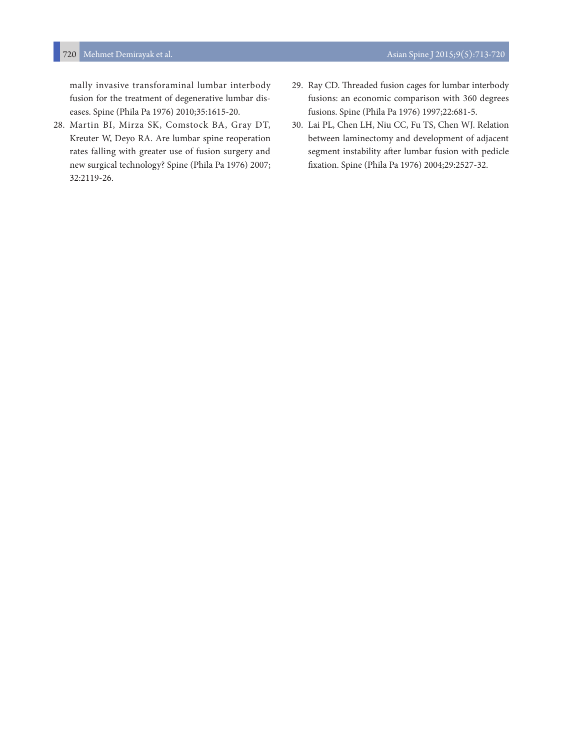mally invasive transforaminal lumbar interbody fusion for the treatment of degenerative lumbar diseases. Spine (Phila Pa 1976) 2010;35:1615-20.

28. Martin BI, Mirza SK, Comstock BA, Gray DT, Kreuter W, Deyo RA. Are lumbar spine reoperation rates falling with greater use of fusion surgery and new surgical technology? Spine (Phila Pa 1976) 2007; 32:2119-26.

29. Ray CD. Threaded fusion cages for lumbar interbody fusions: an economic comparison with 360 degrees fusions. Spine (Phila Pa 1976) 1997;22:681-5.

30. Lai PL, Chen LH, Niu CC, Fu TS, Chen WJ. Relation between laminectomy and development of adjacent segment instability after lumbar fusion with pedicle fixation. Spine (Phila Pa 1976) 2004;29:2527-32.